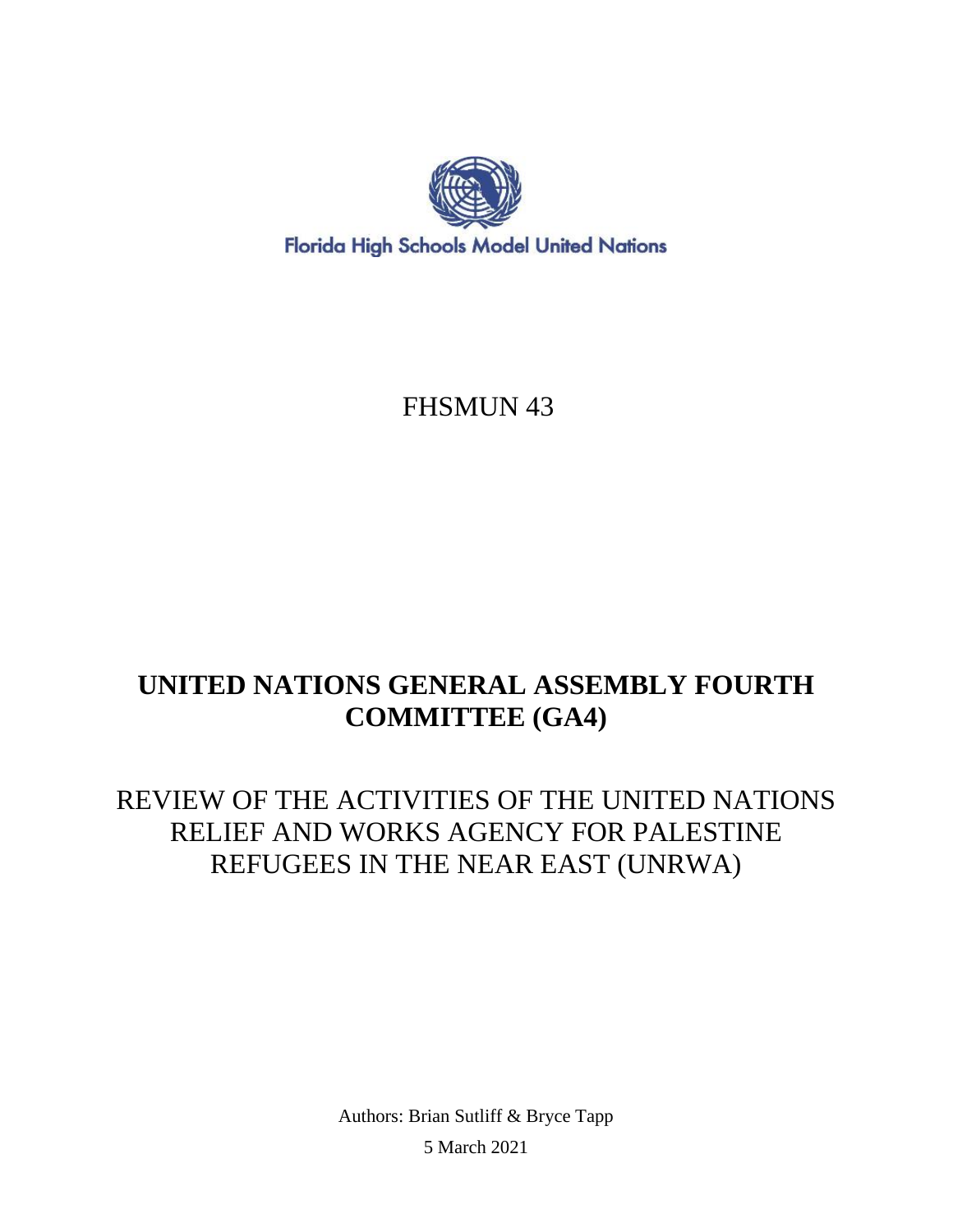Florida High Schools Model United Nations

FHSMUN 43

# UNITED NATIONS GENERAL ASSEMBLY FOURTH COMMITTEE (GA4)

## REVIEW OF THE ACTIVITIES OF THE UNITED NATIONS RELIEF AND WORKS AGENCY FOR PALESTINE REFUGEES IN THE NEAR EAST (UNRWA)

Authors: Brian Sutliff & Bryce Tapp

5 March 2021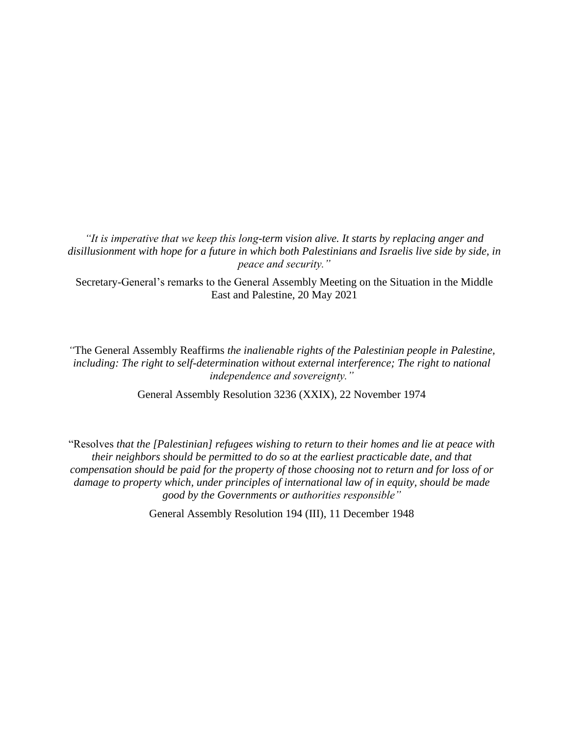*"It is imperative that we keep this long-term vision alive. It starts by replacing anger and disillusionment with hope for a future in which both Palestinians and Israelis live side by side, in peace and security."*

Secretary-General's remarks to the General Assembly Meeting on the Situation in the Middle East and Palestine, 20 May 2021

"The General Assembly Reaffirms *the inalienable rights of the Palestinian people in Palestine, including: The right to self-determination without external interference; The right to national independence and sovereignty."*

General Assembly Resolution 3236 (XXIX), 22 November 1974

"Resolves *that the [Palestinian] refugees wishing to return to their homes and lie at peace with their neighbors should be permitted to do so at the earliest practicable date, and that compensation should be paid for the property of those choosing not to return and for loss of or damage to property which, under principles of international law of in equity, should be made good by the Governments or authorities responsible"*

General Assembly Resolution 194 (III), 11 December 1948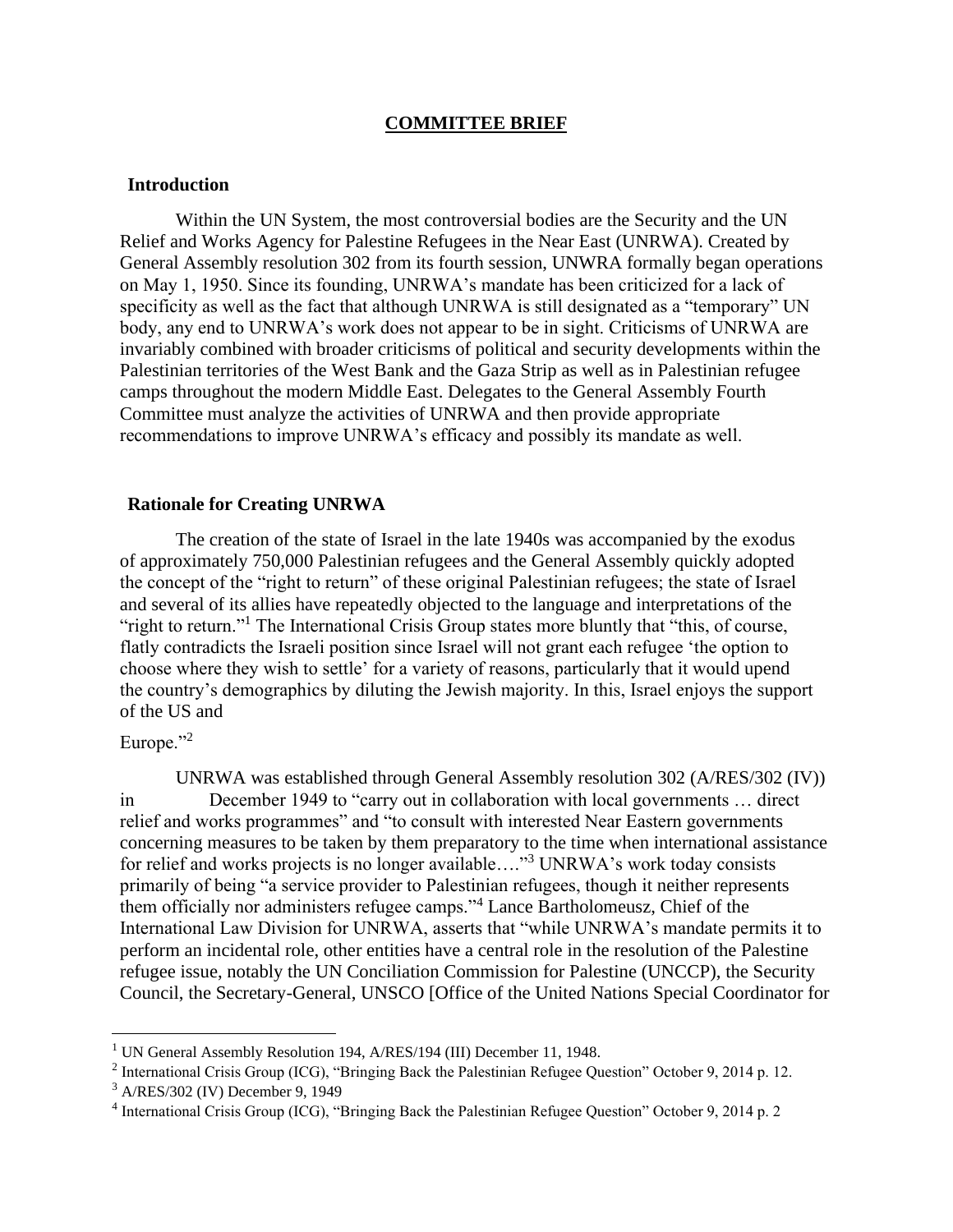# COMMITTEE BRIEF

## Introduction

Within the UN System, the most controversial bodies are the Security and the UN Relief and Works Agency for Palestine Refugees in the Near East (UNRWA). Created by General Assembly resolution 302 from its fourth session, UNWRA formally began operations on May 1, 1950. Since its founding, UNRWA's mandate has been criticized for a lack of specificity as well as the fact that although UNRWA is still designated as a "temporary" UN body, any end to UNRWA's work does not appear to be in sight. Criticisms of UNRWA are invariably combined with broader criticisms of political and security developments within the Palestinian territories of the West Bank and the Gaza Strip as well as in Palestinian refugee camps throughout the modern Middle East. Delegates to the General Assembly Fourth Committee must analyze the activities of UNRWA and then provide appropriate recommendations to improve UNRWA's efficacy and possibly its mandate as well.

## Rationale for Creating UNRWA

The creation of the state of Israel in the late 1940s was accompanied by the exodus of approximately 750,000 Palestinian refugees and the General Assembly quickly adopted the concept of the "right to return" of these original Palestinian refugees; the state of Israel and several of its allies have repeatedly objected to the language and interpretations of the "right to return."[1] The International Crisis Group states more bluntly that "this, of course, flatly contradicts the Israeli position since Israel will not grant each refugee 'the option to choose where they wish to settle' for a variety of reasons, particularly that it would upend the country's demographics by diluting the Jewish majority. In this, Israel enjoys the support of the US and Europe."[2]

UNRWA was established through General Assembly resolution 302 (A/RES/302 (IV)) in December 1949 to "carry out in collaboration with local governments … direct relief and works programmes" and "to consult with interested Near Eastern governments concerning measures to be taken by them preparatory to the time when international assistance for relief and works projects is no longer available…."[3] UNRWA's work today consists primarily of being "a service provider to Palestinian refugees, though it neither represents them officially nor administers refugee camps."[4] Lance Bartholomeusz, Chief of the International Law Division for UNRWA, asserts that "while UNRWA's mandate permits it to perform an incidental role, other entities have a central role in the resolution of the Palestine refugee issue, notably the UN Conciliation Commission for Palestine (UNCCP), the Security Council, the Secretary-General, UNSCO [Office of the United Nations Special Coordinator for

---

[1] UN General Assembly Resolution 194, A/RES/194 (III) December 11, 1948.

[2] International Crisis Group (ICG), "Bringing Back the Palestinian Refugee Question" October 9, 2014 p. 12.

[3] A/RES/302 (IV) December 9, 1949

[4] International Crisis Group (ICG), "Bringing Back the Palestinian Refugee Question" October 9, 2014 p. 2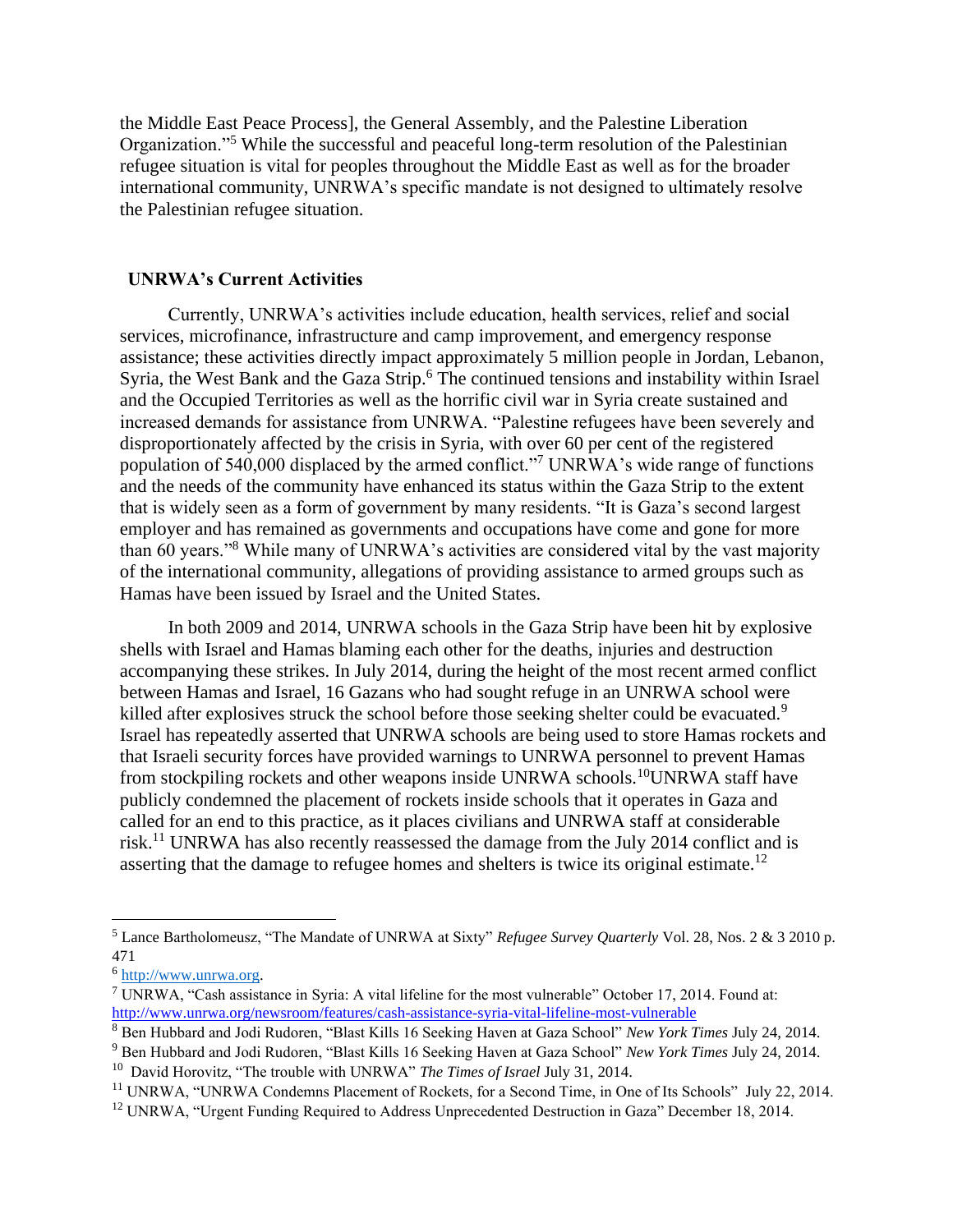the Middle East Peace Process], the General Assembly, and the Palestine Liberation Organization."[5] While the successful and peaceful long-term resolution of the Palestinian refugee situation is vital for peoples throughout the Middle East as well as for the broader international community, UNRWA's specific mandate is not designed to ultimately resolve the Palestinian refugee situation.

## UNRWA's Current Activities

Currently, UNRWA's activities include education, health services, relief and social services, microfinance, infrastructure and camp improvement, and emergency response assistance; these activities directly impact approximately 5 million people in Jordan, Lebanon, Syria, the West Bank and the Gaza Strip.[6] The continued tensions and instability within Israel and the Occupied Territories as well as the horrific civil war in Syria create sustained and increased demands for assistance from UNRWA. "Palestine refugees have been severely and disproportionately affected by the crisis in Syria, with over 60 per cent of the registered population of 540,000 displaced by the armed conflict."[7] UNRWA's wide range of functions and the needs of the community have enhanced its status within the Gaza Strip to the extent that is widely seen as a form of government by many residents. "It is Gaza's second largest employer and has remained as governments and occupations have come and gone for more than 60 years."[8] While many of UNRWA's activities are considered vital by the vast majority of the international community, allegations of providing assistance to armed groups such as Hamas have been issued by Israel and the United States.

In both 2009 and 2014, UNRWA schools in the Gaza Strip have been hit by explosive shells with Israel and Hamas blaming each other for the deaths, injuries and destruction accompanying these strikes. In July 2014, during the height of the most recent armed conflict between Hamas and Israel, 16 Gazans who had sought refuge in an UNRWA school were killed after explosives struck the school before those seeking shelter could be evacuated.[9] Israel has repeatedly asserted that UNRWA schools are being used to store Hamas rockets and that Israeli security forces have provided warnings to UNRWA personnel to prevent Hamas from stockpiling rockets and other weapons inside UNRWA schools.[10]UNRWA staff have publicly condemned the placement of rockets inside schools that it operates in Gaza and called for an end to this practice, as it places civilians and UNRWA staff at considerable risk.[11] UNRWA has also recently reassessed the damage from the July 2014 conflict and is asserting that the damage to refugee homes and shelters is twice its original estimate.[12]

---

[5] Lance Bartholomeusz, "The Mandate of UNRWA at Sixty" *Refugee Survey Quarterly* Vol. 28, Nos. 2 & 3 2010 p. 471

[6] http://www.unrwa.org.

[7] UNRWA, "Cash assistance in Syria: A vital lifeline for the most vulnerable" October 17, 2014. Found at: http://www.unrwa.org/newsroom/features/cash-assistance-syria-vital-lifeline-most-vulnerable

[8] Ben Hubbard and Jodi Rudoren, "Blast Kills 16 Seeking Haven at Gaza School" *New York Times* July 24, 2014.

[9] Ben Hubbard and Jodi Rudoren, "Blast Kills 16 Seeking Haven at Gaza School" *New York Times* July 24, 2014.

[10] David Horovitz, "The trouble with UNRWA" *The Times of Israel* July 31, 2014.

[11] UNRWA, "UNRWA Condemns Placement of Rockets, for a Second Time, in One of Its Schools" July 22, 2014.

[12] UNRWA, "Urgent Funding Required to Address Unprecedented Destruction in Gaza" December 18, 2014.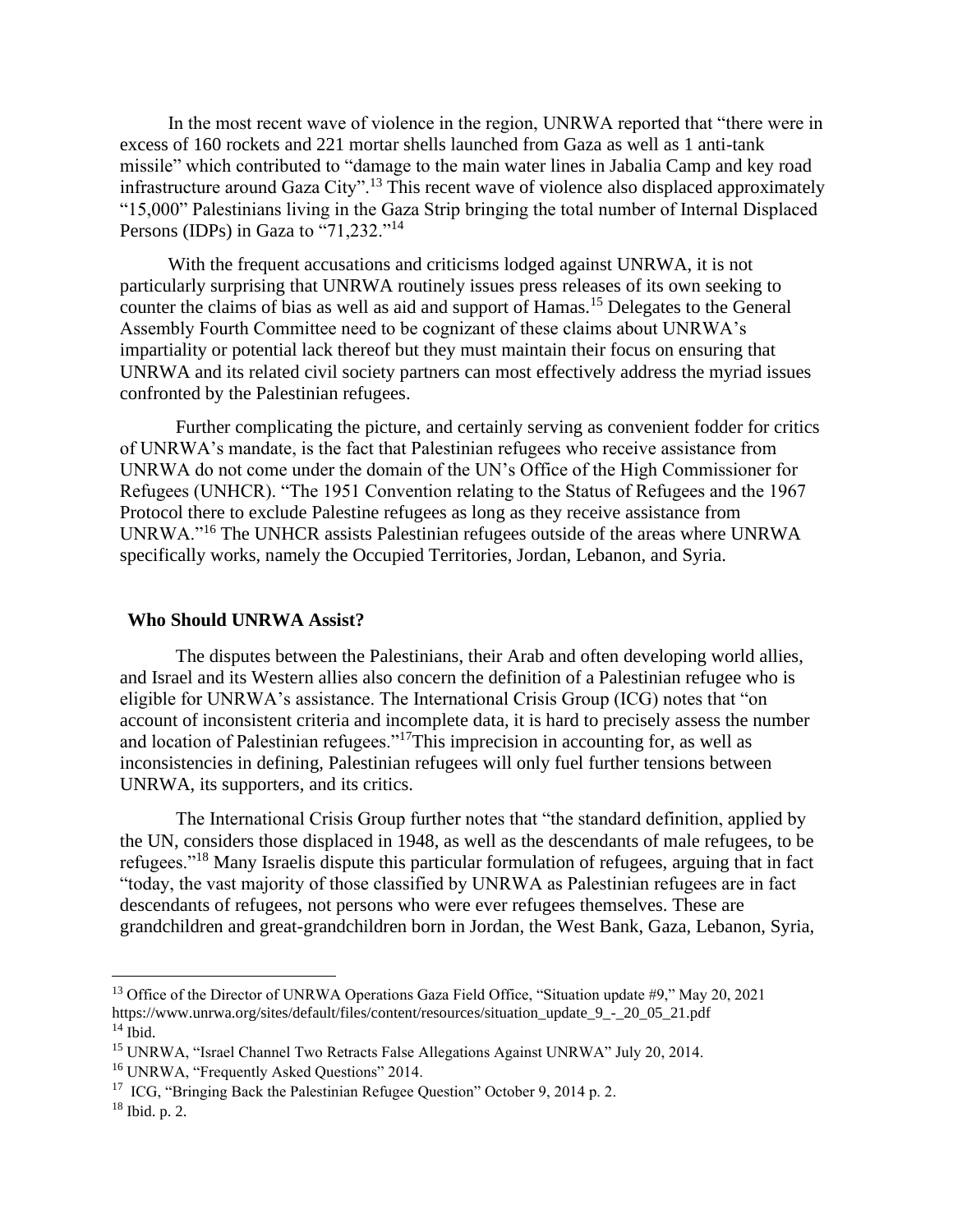In the most recent wave of violence in the region, UNRWA reported that "there were in excess of 160 rockets and 221 mortar shells launched from Gaza as well as 1 anti-tank missile" which contributed to "damage to the main water lines in Jabalia Camp and key road infrastructure around Gaza City".[13] This recent wave of violence also displaced approximately "15,000" Palestinians living in the Gaza Strip bringing the total number of Internal Displaced Persons (IDPs) in Gaza to "71,232."[14]

With the frequent accusations and criticisms lodged against UNRWA, it is not particularly surprising that UNRWA routinely issues press releases of its own seeking to counter the claims of bias as well as aid and support of Hamas.[15] Delegates to the General Assembly Fourth Committee need to be cognizant of these claims about UNRWA's impartiality or potential lack thereof but they must maintain their focus on ensuring that UNRWA and its related civil society partners can most effectively address the myriad issues confronted by the Palestinian refugees.

Further complicating the picture, and certainly serving as convenient fodder for critics of UNRWA's mandate, is the fact that Palestinian refugees who receive assistance from UNRWA do not come under the domain of the UN's Office of the High Commissioner for Refugees (UNHCR). "The 1951 Convention relating to the Status of Refugees and the 1967 Protocol there to exclude Palestine refugees as long as they receive assistance from UNRWA."[16] The UNHCR assists Palestinian refugees outside of the areas where UNRWA specifically works, namely the Occupied Territories, Jordan, Lebanon, and Syria.

**Who Should UNRWA Assist?**

The disputes between the Palestinians, their Arab and often developing world allies, and Israel and its Western allies also concern the definition of a Palestinian refugee who is eligible for UNRWA's assistance. The International Crisis Group (ICG) notes that "on account of inconsistent criteria and incomplete data, it is hard to precisely assess the number and location of Palestinian refugees."[17]This imprecision in accounting for, as well as inconsistencies in defining, Palestinian refugees will only fuel further tensions between UNRWA, its supporters, and its critics.

The International Crisis Group further notes that "the standard definition, applied by the UN, considers those displaced in 1948, as well as the descendants of male refugees, to be refugees."[18] Many Israelis dispute this particular formulation of refugees, arguing that in fact "today, the vast majority of those classified by UNRWA as Palestinian refugees are in fact descendants of refugees, not persons who were ever refugees themselves. These are grandchildren and great-grandchildren born in Jordan, the West Bank, Gaza, Lebanon, Syria,

---

[13] Office of the Director of UNRWA Operations Gaza Field Office, "Situation update #9," May 20, 2021 https://www.unrwa.org/sites/default/files/content/resources/situation_update_9_-_20_05_21.pdf

[14] Ibid.

[15] UNRWA, "Israel Channel Two Retracts False Allegations Against UNRWA" July 20, 2014.

[16] UNRWA, "Frequently Asked Questions" 2014.

[17] ICG, "Bringing Back the Palestinian Refugee Question" October 9, 2014 p. 2.

[18] Ibid. p. 2.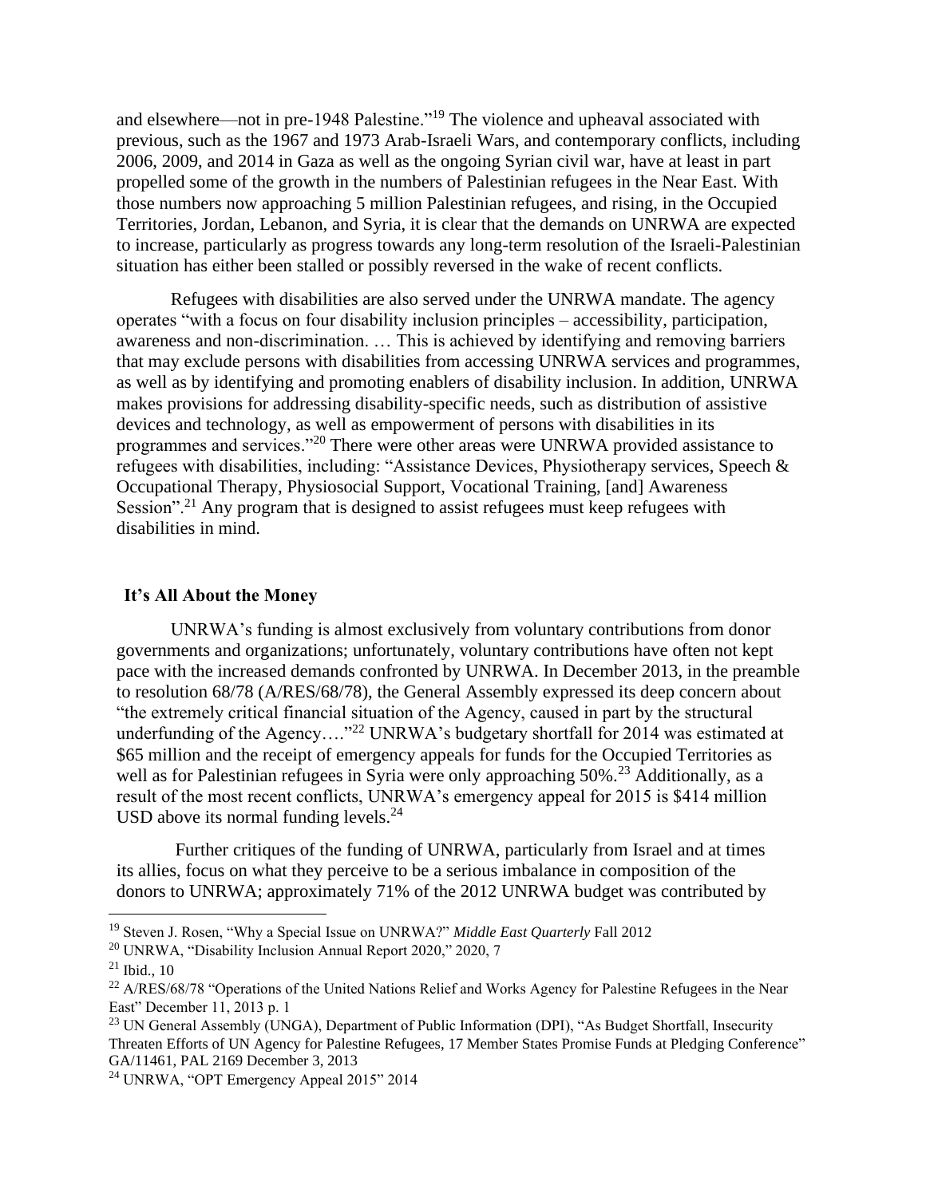and elsewhere—not in pre-1948 Palestine."[19] The violence and upheaval associated with previous, such as the 1967 and 1973 Arab-Israeli Wars, and contemporary conflicts, including 2006, 2009, and 2014 in Gaza as well as the ongoing Syrian civil war, have at least in part propelled some of the growth in the numbers of Palestinian refugees in the Near East. With those numbers now approaching 5 million Palestinian refugees, and rising, in the Occupied Territories, Jordan, Lebanon, and Syria, it is clear that the demands on UNRWA are expected to increase, particularly as progress towards any long-term resolution of the Israeli-Palestinian situation has either been stalled or possibly reversed in the wake of recent conflicts.

Refugees with disabilities are also served under the UNRWA mandate. The agency operates "with a focus on four disability inclusion principles – accessibility, participation, awareness and non-discrimination. … This is achieved by identifying and removing barriers that may exclude persons with disabilities from accessing UNRWA services and programmes, as well as by identifying and promoting enablers of disability inclusion. In addition, UNRWA makes provisions for addressing disability-specific needs, such as distribution of assistive devices and technology, as well as empowerment of persons with disabilities in its programmes and services."[20] There were other areas were UNRWA provided assistance to refugees with disabilities, including: "Assistance Devices, Physiotherapy services, Speech & Occupational Therapy, Physiosocial Support, Vocational Training, [and] Awareness Session".[21] Any program that is designed to assist refugees must keep refugees with disabilities in mind.

## It's All About the Money

UNRWA's funding is almost exclusively from voluntary contributions from donor governments and organizations; unfortunately, voluntary contributions have often not kept pace with the increased demands confronted by UNRWA. In December 2013, in the preamble to resolution 68/78 (A/RES/68/78), the General Assembly expressed its deep concern about "the extremely critical financial situation of the Agency, caused in part by the structural underfunding of the Agency…."[22] UNRWA's budgetary shortfall for 2014 was estimated at $65 million and the receipt of emergency appeals for funds for the Occupied Territories as well as for Palestinian refugees in Syria were only approaching 50%.[23] Additionally, as a result of the most recent conflicts, UNRWA's emergency appeal for 2015 is $414 million USD above its normal funding levels.[24]

Further critiques of the funding of UNRWA, particularly from Israel and at times its allies, focus on what they perceive to be a serious imbalance in composition of the donors to UNRWA; approximately 71% of the 2012 UNRWA budget was contributed by

---

[19] Steven J. Rosen, "Why a Special Issue on UNRWA?" *Middle East Quarterly* Fall 2012

[20] UNRWA, "Disability Inclusion Annual Report 2020," 2020, 7

[21] Ibid., 10

[22] A/RES/68/78 "Operations of the United Nations Relief and Works Agency for Palestine Refugees in the Near East" December 11, 2013 p. 1

[23] UN General Assembly (UNGA), Department of Public Information (DPI), "As Budget Shortfall, Insecurity Threaten Efforts of UN Agency for Palestine Refugees, 17 Member States Promise Funds at Pledging Conference" GA/11461, PAL 2169 December 3, 2013

[24] UNRWA, "OPT Emergency Appeal 2015" 2014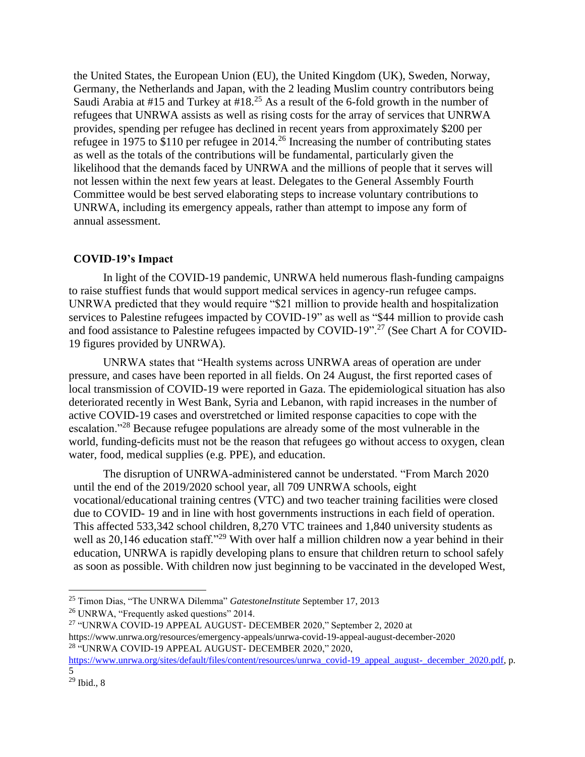the United States, the European Union (EU), the United Kingdom (UK), Sweden, Norway, Germany, the Netherlands and Japan, with the 2 leading Muslim country contributors being Saudi Arabia at #15 and Turkey at #18.[25] As a result of the 6-fold growth in the number of refugees that UNRWA assists as well as rising costs for the array of services that UNRWA provides, spending per refugee has declined in recent years from approximately $200 per refugee in 1975 to $110 per refugee in 2014.[26] Increasing the number of contributing states as well as the totals of the contributions will be fundamental, particularly given the likelihood that the demands faced by UNRWA and the millions of people that it serves will not lessen within the next few years at least. Delegates to the General Assembly Fourth Committee would be best served elaborating steps to increase voluntary contributions to UNRWA, including its emergency appeals, rather than attempt to impose any form of annual assessment.

**COVID-19's Impact**

In light of the COVID-19 pandemic, UNRWA held numerous flash-funding campaigns to raise stuffiest funds that would support medical services in agency-run refugee camps. UNRWA predicted that they would require "$21 million to provide health and hospitalization services to Palestine refugees impacted by COVID-19" as well as "$44 million to provide cash and food assistance to Palestine refugees impacted by COVID-19".[27] (See Chart A for COVID-19 figures provided by UNRWA).

UNRWA states that "Health systems across UNRWA areas of operation are under pressure, and cases have been reported in all fields. On 24 August, the first reported cases of local transmission of COVID-19 were reported in Gaza. The epidemiological situation has also deteriorated recently in West Bank, Syria and Lebanon, with rapid increases in the number of active COVID-19 cases and overstretched or limited response capacities to cope with the escalation."[28] Because refugee populations are already some of the most vulnerable in the world, funding-deficits must not be the reason that refugees go without access to oxygen, clean water, food, medical supplies (e.g. PPE), and education.

The disruption of UNRWA-administered cannot be understated. "From March 2020 until the end of the 2019/2020 school year, all 709 UNRWA schools, eight vocational/educational training centres (VTC) and two teacher training facilities were closed due to COVID- 19 and in line with host governments instructions in each field of operation. This affected 533,342 school children, 8,270 VTC trainees and 1,840 university students as well as 20,146 education staff."[29] With over half a million children now a year behind in their education, UNRWA is rapidly developing plans to ensure that children return to school safely as soon as possible. With children now just beginning to be vaccinated in the developed West,

---

[25] Timon Dias, "The UNRWA Dilemma" *GatestoneInstitute* September 17, 2013

[26] UNRWA, "Frequently asked questions" 2014.

[27] "UNRWA COVID-19 APPEAL AUGUST- DECEMBER 2020," September 2, 2020 at https://www.unrwa.org/resources/emergency-appeals/unrwa-covid-19-appeal-august-december-2020

[28] "UNRWA COVID-19 APPEAL AUGUST- DECEMBER 2020," 2020, https://www.unrwa.org/sites/default/files/content/resources/unrwa_covid-19_appeal_august-_december_2020.pdf, p. 5

[29] Ibid., 8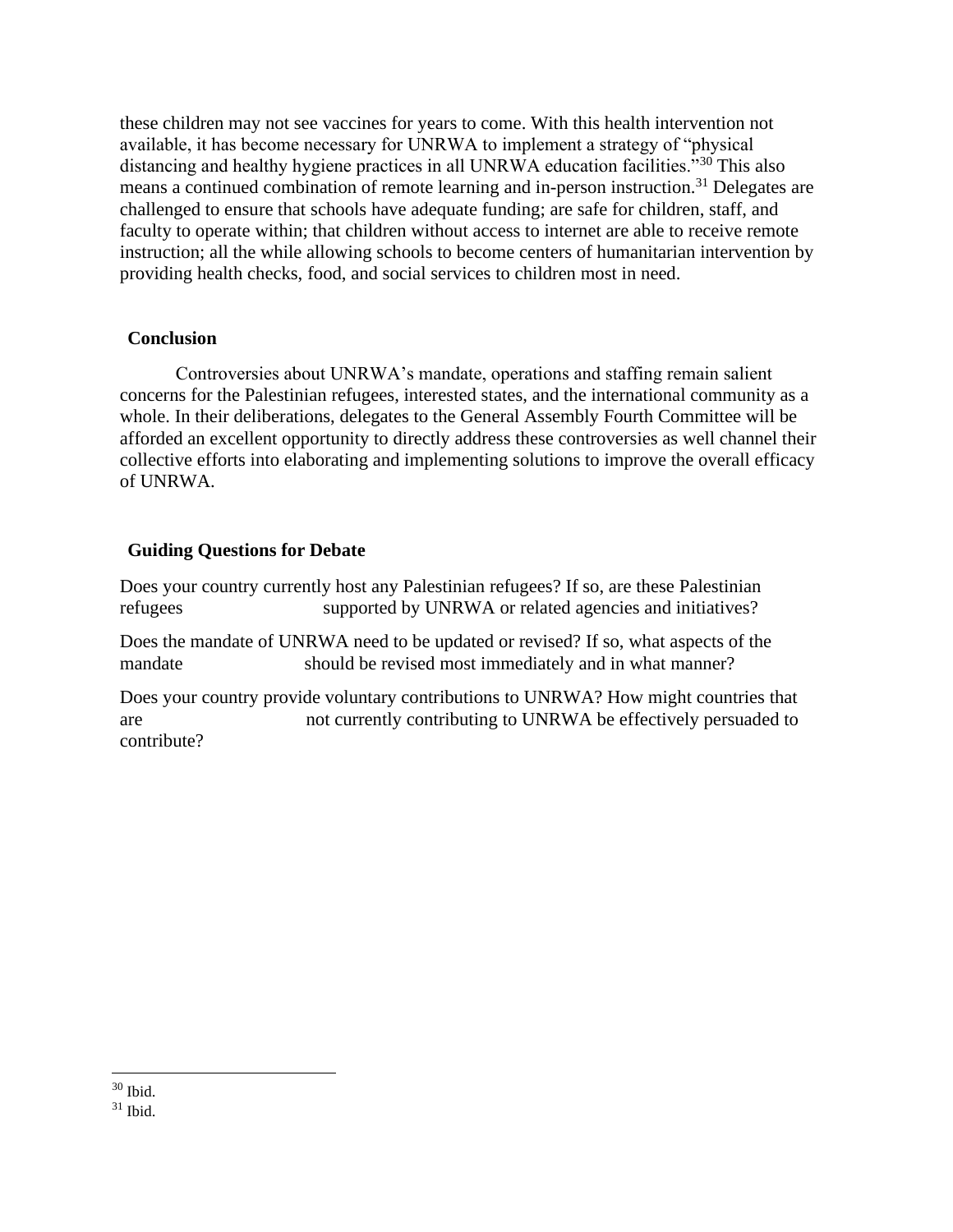these children may not see vaccines for years to come. With this health intervention not available, it has become necessary for UNRWA to implement a strategy of "physical distancing and healthy hygiene practices in all UNRWA education facilities."[30] This also means a continued combination of remote learning and in-person instruction.[31] Delegates are challenged to ensure that schools have adequate funding; are safe for children, staff, and faculty to operate within; that children without access to internet are able to receive remote instruction; all the while allowing schools to become centers of humanitarian intervention by providing health checks, food, and social services to children most in need.

## Conclusion

Controversies about UNRWA's mandate, operations and staffing remain salient concerns for the Palestinian refugees, interested states, and the international community as a whole. In their deliberations, delegates to the General Assembly Fourth Committee will be afforded an excellent opportunity to directly address these controversies as well channel their collective efforts into elaborating and implementing solutions to improve the overall efficacy of UNRWA.

## Guiding Questions for Debate

Does your country currently host any Palestinian refugees? If so, are these Palestinian refugees supported by UNRWA or related agencies and initiatives?

Does the mandate of UNRWA need to be updated or revised? If so, what aspects of the mandate should be revised most immediately and in what manner?

Does your country provide voluntary contributions to UNRWA? How might countries that are not currently contributing to UNRWA be effectively persuaded to contribute?

---

[30] Ibid.

[31] Ibid.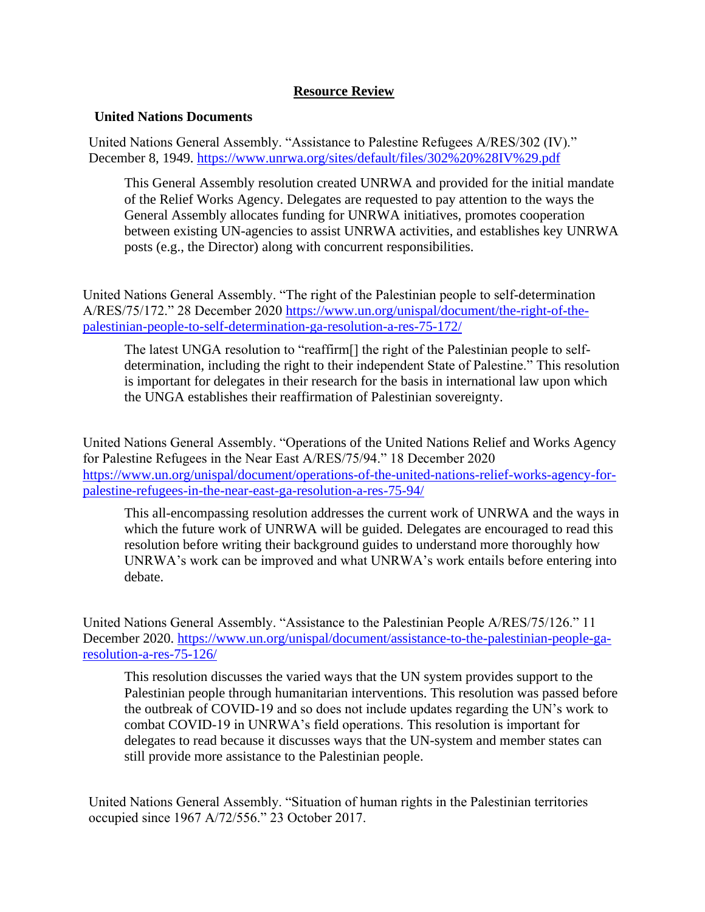## Resource Review

### United Nations Documents

United Nations General Assembly. "Assistance to Palestine Refugees A/RES/302 (IV)." December 8, 1949. https://www.unrwa.org/sites/default/files/302%20%28IV%29.pdf

> This General Assembly resolution created UNRWA and provided for the initial mandate of the Relief Works Agency. Delegates are requested to pay attention to the ways the General Assembly allocates funding for UNRWA initiatives, promotes cooperation between existing UN-agencies to assist UNRWA activities, and establishes key UNRWA posts (e.g., the Director) along with concurrent responsibilities.

United Nations General Assembly. "The right of the Palestinian people to self-determination A/RES/75/172." 28 December 2020 https://www.un.org/unispal/document/the-right-of-the-palestinian-people-to-self-determination-ga-resolution-a-res-75-172/

> The latest UNGA resolution to "reaffirm[] the right of the Palestinian people to self-determination, including the right to their independent State of Palestine." This resolution is important for delegates in their research for the basis in international law upon which the UNGA establishes their reaffirmation of Palestinian sovereignty.

United Nations General Assembly. "Operations of the United Nations Relief and Works Agency for Palestine Refugees in the Near East A/RES/75/94." 18 December 2020 https://www.un.org/unispal/document/operations-of-the-united-nations-relief-works-agency-for-palestine-refugees-in-the-near-east-ga-resolution-a-res-75-94/

> This all-encompassing resolution addresses the current work of UNRWA and the ways in which the future work of UNRWA will be guided. Delegates are encouraged to read this resolution before writing their background guides to understand more thoroughly how UNRWA's work can be improved and what UNRWA's work entails before entering into debate.

United Nations General Assembly. "Assistance to the Palestinian People A/RES/75/126." 11 December 2020. https://www.un.org/unispal/document/assistance-to-the-palestinian-people-ga-resolution-a-res-75-126/

> This resolution discusses the varied ways that the UN system provides support to the Palestinian people through humanitarian interventions. This resolution was passed before the outbreak of COVID-19 and so does not include updates regarding the UN's work to combat COVID-19 in UNRWA's field operations. This resolution is important for delegates to read because it discusses ways that the UN-system and member states can still provide more assistance to the Palestinian people.

United Nations General Assembly. "Situation of human rights in the Palestinian territories occupied since 1967 A/72/556." 23 October 2017.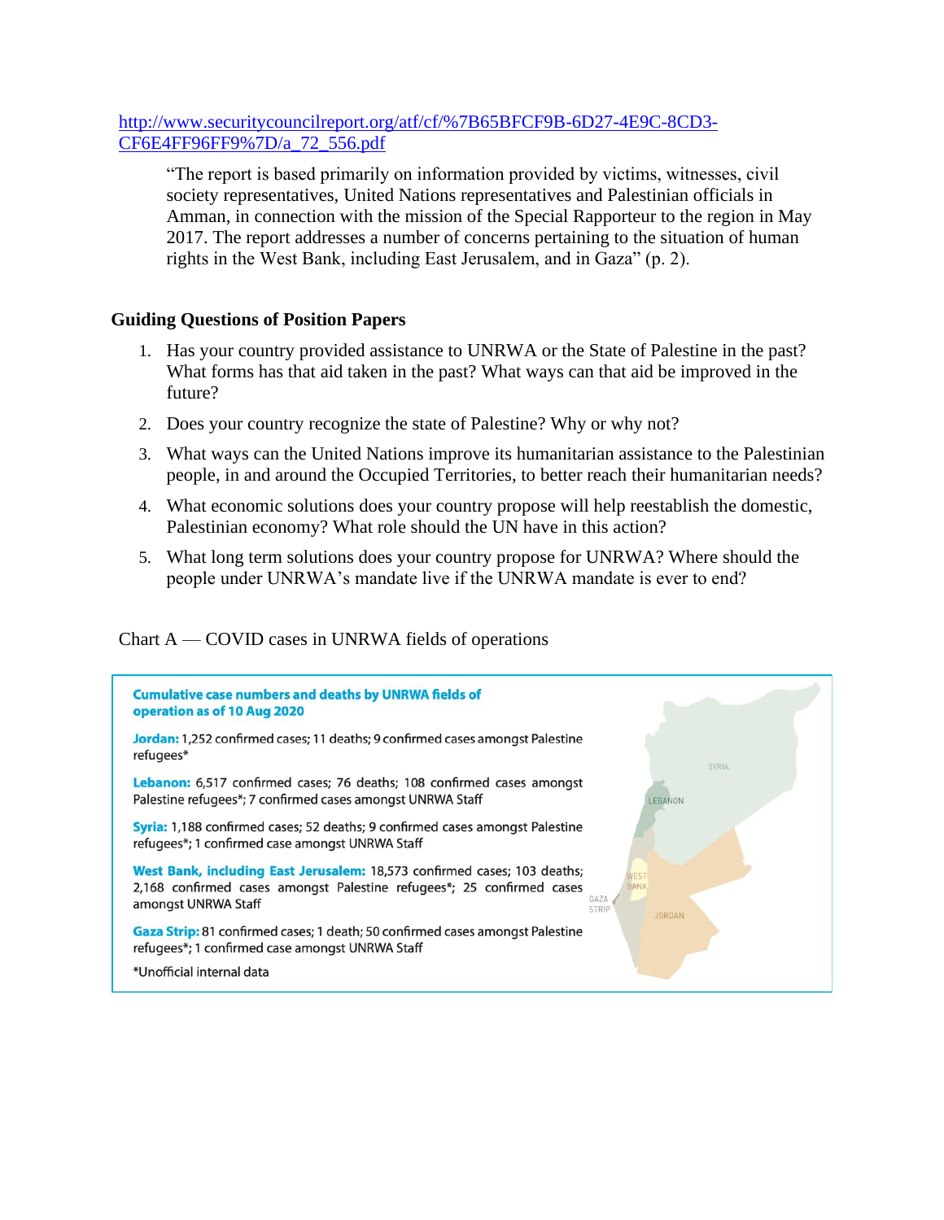http://www.securitycouncilreport.org/atf/cf/%7B65BFCF9B-6D27-4E9C-8CD3-CF6E4FF96FF9%7D/a_72_556.pdf

> "The report is based primarily on information provided by victims, witnesses, civil society representatives, United Nations representatives and Palestinian officials in Amman, in connection with the mission of the Special Rapporteur to the region in May 2017. The report addresses a number of concerns pertaining to the situation of human rights in the West Bank, including East Jerusalem, and in Gaza" (p. 2).

### Guiding Questions of Position Papers

1. Has your country provided assistance to UNRWA or the State of Palestine in the past? What forms has that aid taken in the past? What ways can that aid be improved in the future?
2. Does your country recognize the state of Palestine? Why or why not?
3. What ways can the United Nations improve its humanitarian assistance to the Palestinian people, in and around the Occupied Territories, to better reach their humanitarian needs?
4. What economic solutions does your country propose will help reestablish the domestic, Palestinian economy? What role should the UN have in this action?
5. What long term solutions does your country propose for UNRWA? Where should the people under UNRWA's mandate live if the UNRWA mandate is ever to end?

Chart A — COVID cases in UNRWA fields of operations

**Cumulative case numbers and deaths by UNRWA fields of operation as of 10 Aug 2020**

**Jordan:** 1,252 confirmed cases; 11 deaths; 9 confirmed cases amongst Palestine refugees*

**Lebanon:** 6,517 confirmed cases; 76 deaths; 108 confirmed cases amongst Palestine refugees*; 7 confirmed cases amongst UNRWA Staff

**Syria:** 1,188 confirmed cases; 52 deaths; 9 confirmed cases amongst Palestine refugees*; 1 confirmed case amongst UNRWA Staff

**West Bank, including East Jerusalem:** 18,573 confirmed cases; 103 deaths; 2,168 confirmed cases amongst Palestine refugees*; 25 confirmed cases amongst UNRWA Staff

**Gaza Strip:** 81 confirmed cases; 1 death; 50 confirmed cases amongst Palestine refugees*; 1 confirmed case amongst UNRWA Staff

*Unofficial internal data

SYRIA
LEBANON
WEST BANK
GAZA STRIP
JORDAN